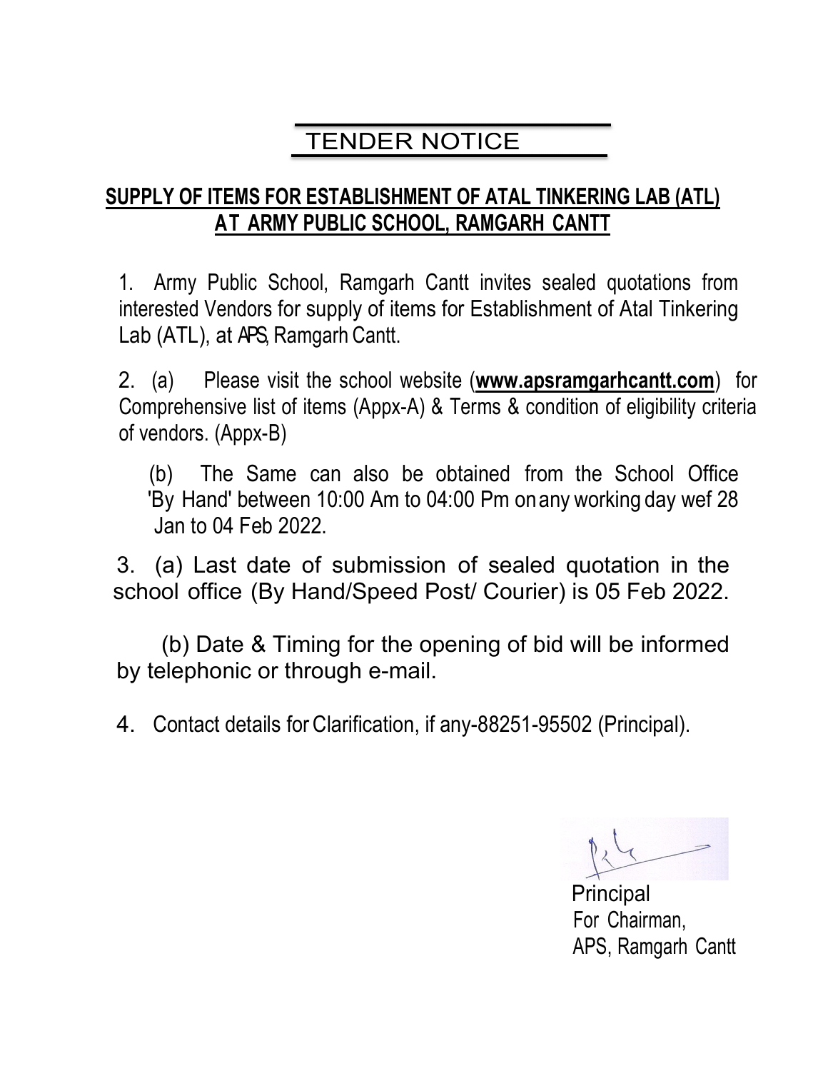# TENDER NOTICE

## SUPPLY OF ITEMS FOR ESTABLISHMENT OF ATAL TINKERING LAB (ATL) AT ARMY PUBLIC SCHOOL, RAMGARH CANTT

1. Army Public School, Ramgarh Cantt invites sealed quotations from interested Vendors for supply of items for Establishment of Atal Tinkering Lab (ATL), at APS, Ramgarh Cantt.

2. (a) Please visit the school website (**www.apsramgarhcantt.com**) for Comprehensive list of items (Appx-A) & Terms & condition of eligibility criteria of vendors. (Appx-B)

   (b) The Same can also be obtained from the School Office 'By Hand' between 10:00 Am to 04:00 Pm on any working day wef 28 Jan to 04 Feb 2022.

3. (a) Last date of submission of sealed quotation in the school office (By Hand/Speed Post/ Courier) is 05 Feb 2022.

   (b) Date & Timing for the opening of bid will be informed by telephonic or through e-mail.

4. Contact details for Clarification, if any-88251-95502 (Principal).

Principal
For Chairman,
APS, Ramgarh Cantt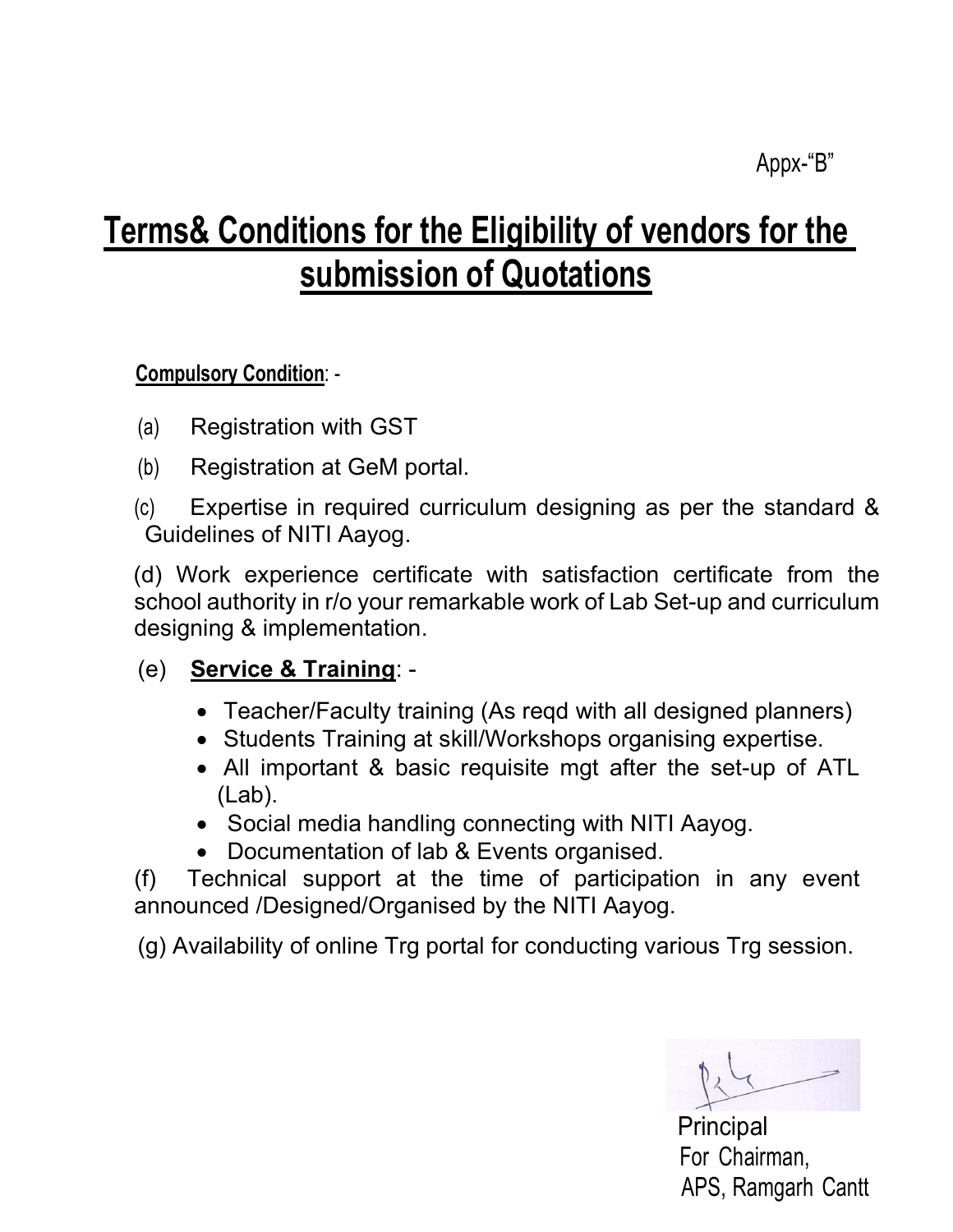Appx-"B"

# Terms& Conditions for the Eligibility of vendors for the submission of Quotations

**Compulsory Condition**: -

(a) Registration with GST

(b) Registration at GeM portal.

(c) Expertise in required curriculum designing as per the standard & Guidelines of NITI Aayog.

(d) Work experience certificate with satisfaction certificate from the school authority in r/o your remarkable work of Lab Set-up and curriculum designing & implementation.

(e) **Service & Training**: -

- Teacher/Faculty training (As reqd with all designed planners)
- Students Training at skill/Workshops organising expertise.
- All important & basic requisite mgt after the set-up of ATL (Lab).
- Social media handling connecting with NITI Aayog.
- Documentation of lab & Events organised.

(f) Technical support at the time of participation in any event announced /Designed/Organised by the NITI Aayog.

(g) Availability of online Trg portal for conducting various Trg session.

Principal
For Chairman,
APS, Ramgarh Cantt